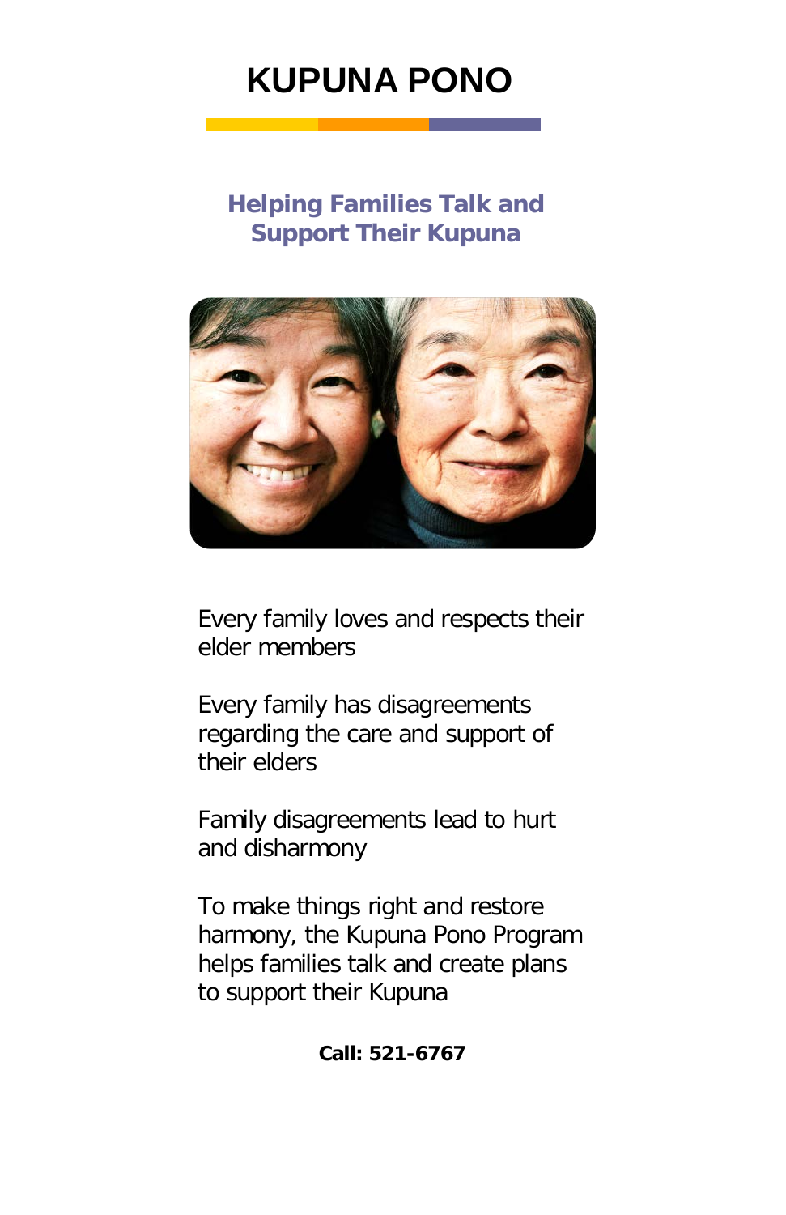# KUPUNA PONO

## Helping Families Talk and Support Their Kupuna

Every family loves and respects their elder members

Every family has disagreements regarding the care and support of their elders

Family disagreements lead to hurt and disharmony

To make things right and restore harmony, the Kupuna Pono Program helps families talk and create plans to support their Kupuna

**Call: 521-6767**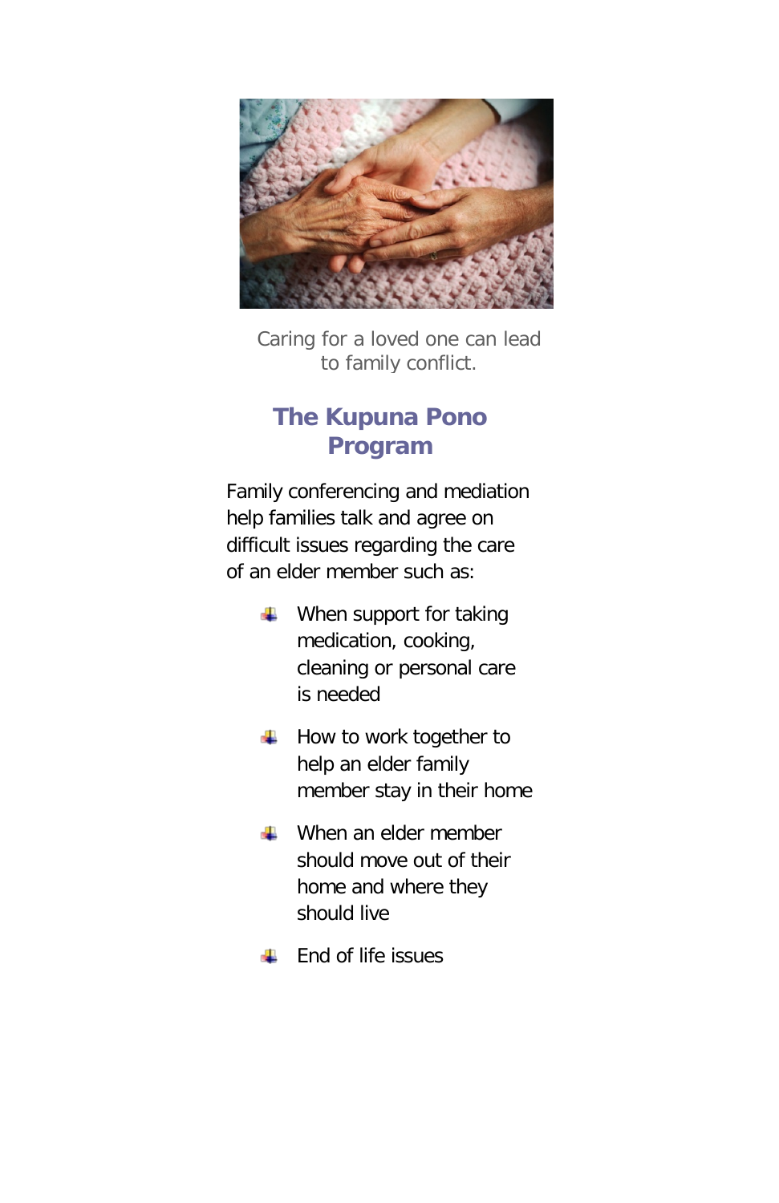Caring for a loved one can lead to family conflict.

## The Kupuna Pono Program

Family conferencing and mediation help families talk and agree on difficult issues regarding the care of an elder member such as:

- When support for taking medication, cooking, cleaning or personal care is needed
- How to work together to help an elder family member stay in their home
- When an elder member should move out of their home and where they should live
- End of life issues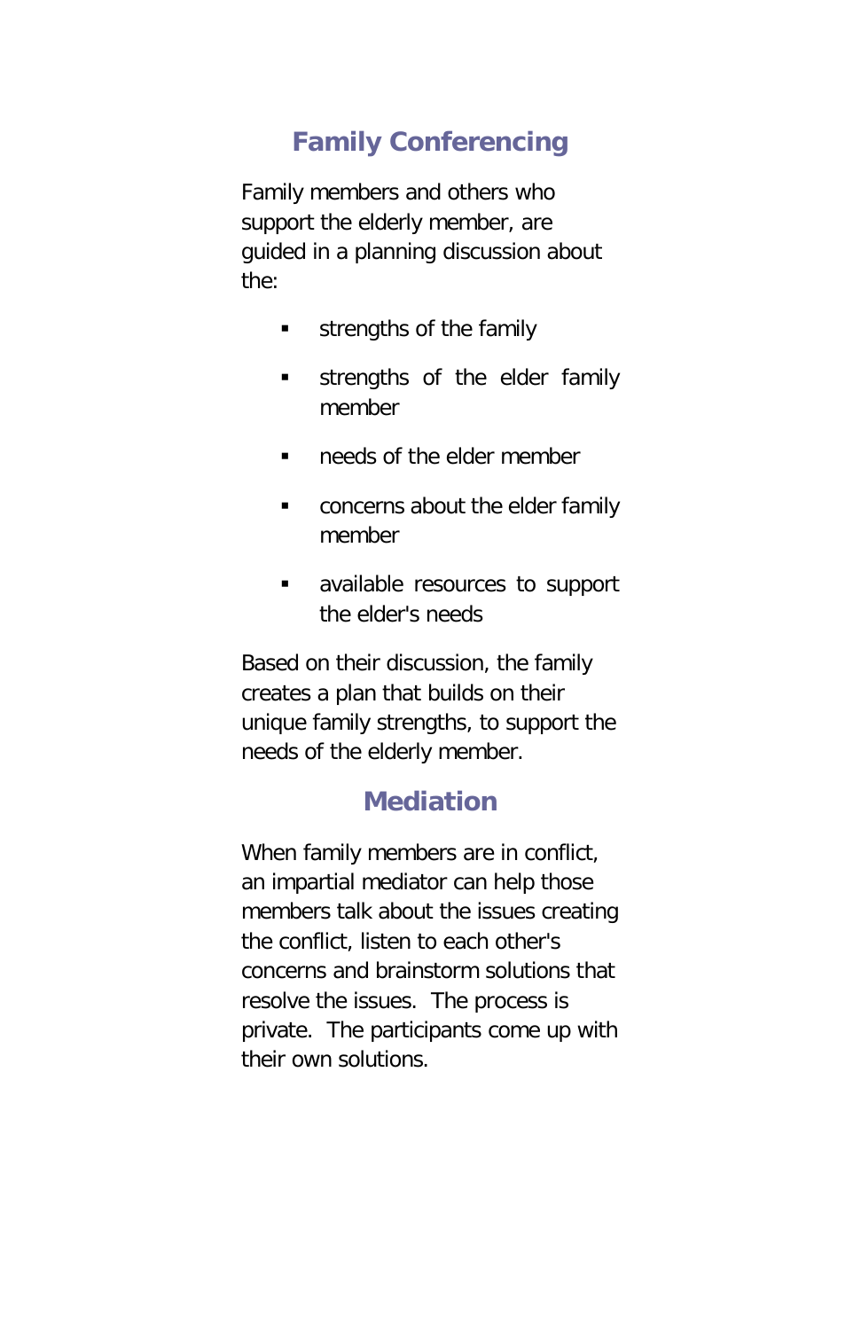## Family Conferencing

Family members and others who support the elderly member, are guided in a planning discussion about the:

- strengths of the family
- strengths of the elder family member
- needs of the elder member
- concerns about the elder family member
- available resources to support the elder's needs

Based on their discussion, the family creates a plan that builds on their unique family strengths, to support the needs of the elderly member.

## Mediation

When family members are in conflict, an impartial mediator can help those members talk about the issues creating the conflict, listen to each other's concerns and brainstorm solutions that resolve the issues. The process is private. The participants come up with their own solutions.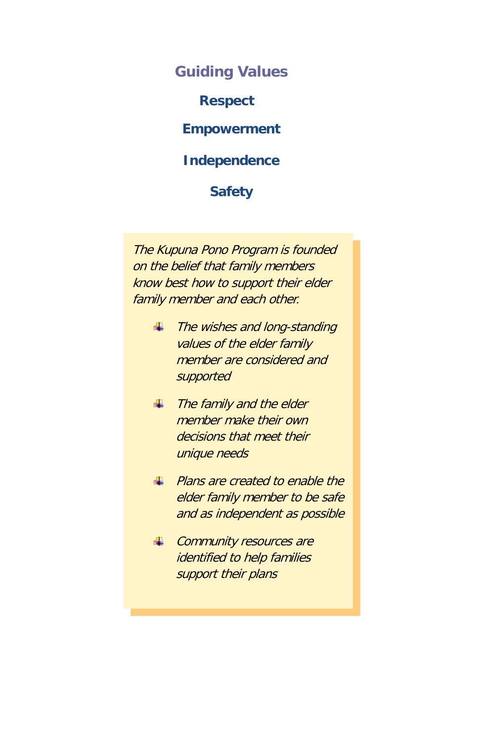## Guiding Values

**Respect**

**Empowerment**

**Independence**

**Safety**

*The Kupuna Pono Program is founded on the belief that family members know best how to support their elder family member and each other.*

- *The wishes and long-standing values of the elder family member are considered and supported*
- *The family and the elder member make their own decisions that meet their unique needs*
- *Plans are created to enable the elder family member to be safe and as independent as possible*
- *Community resources are identified to help families support their plans*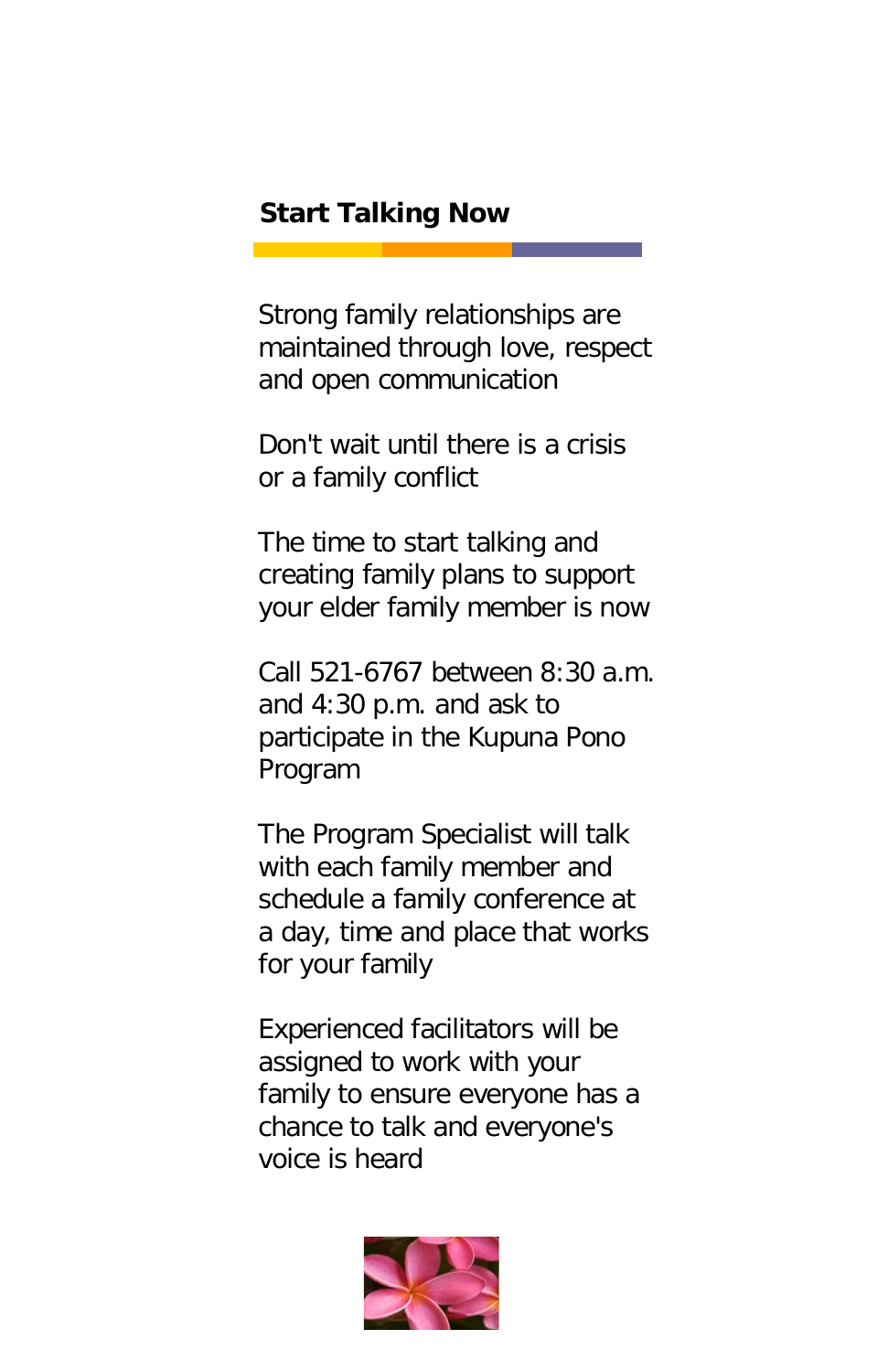## Start Talking Now

Strong family relationships are maintained through love, respect and open communication

Don't wait until there is a crisis or a family conflict

The time to start talking and creating family plans to support your elder family member is now

Call 521-6767 between 8:30 a.m. and 4:30 p.m. and ask to participate in the Kupuna Pono Program

The Program Specialist will talk with each family member and schedule a family conference at a day, time and place that works for your family

Experienced facilitators will be assigned to work with your family to ensure everyone has a chance to talk and everyone's voice is heard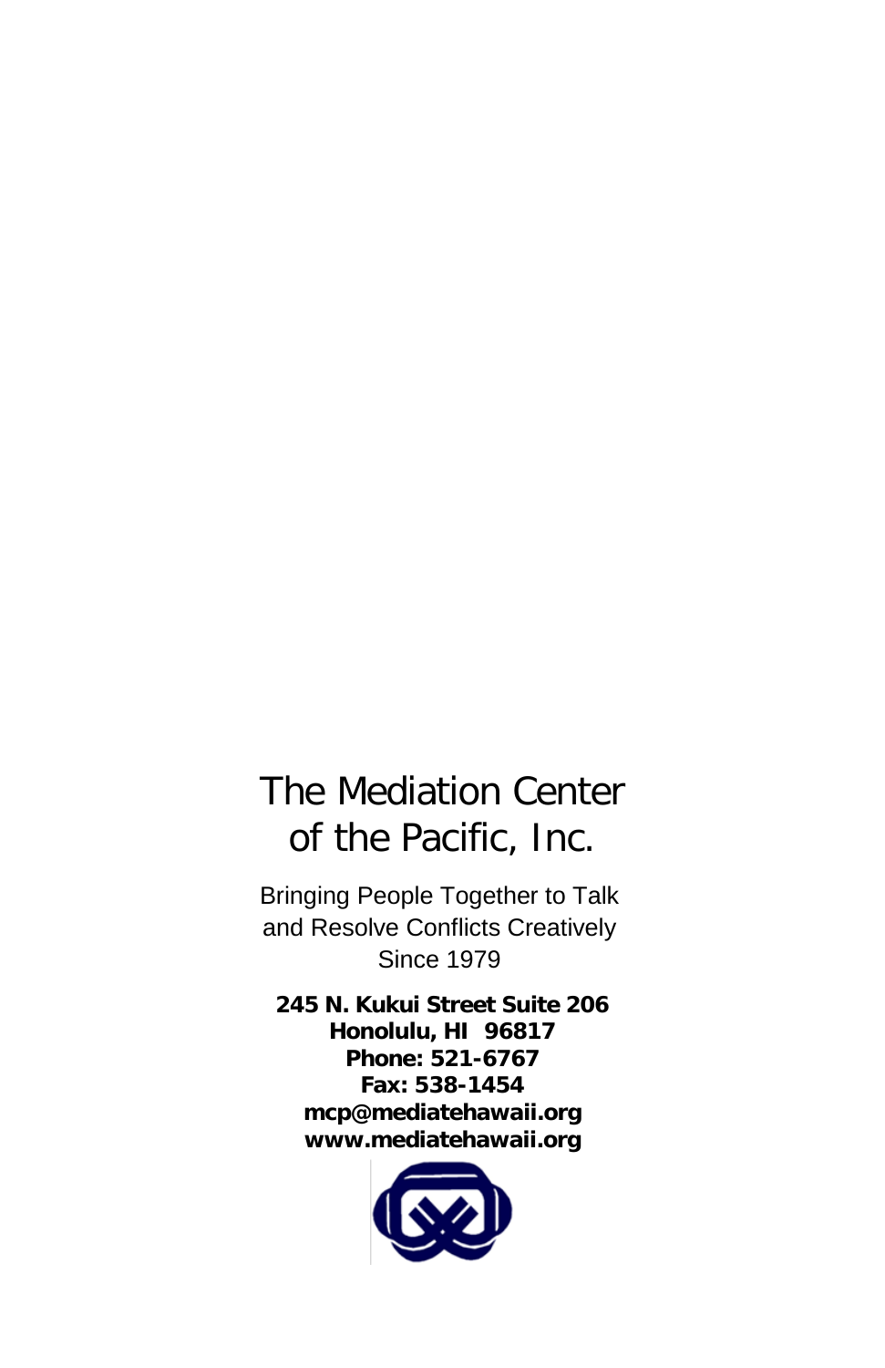# The Mediation Center of the Pacific, Inc.

Bringing People Together to Talk and Resolve Conflicts Creatively Since 1979

**245 N. Kukui Street Suite 206**
**Honolulu, HI 96817**
**Phone: 521-6767**
**Fax: 538-1454**
**mcp@mediatehawaii.org**
**www.mediatehawaii.org**